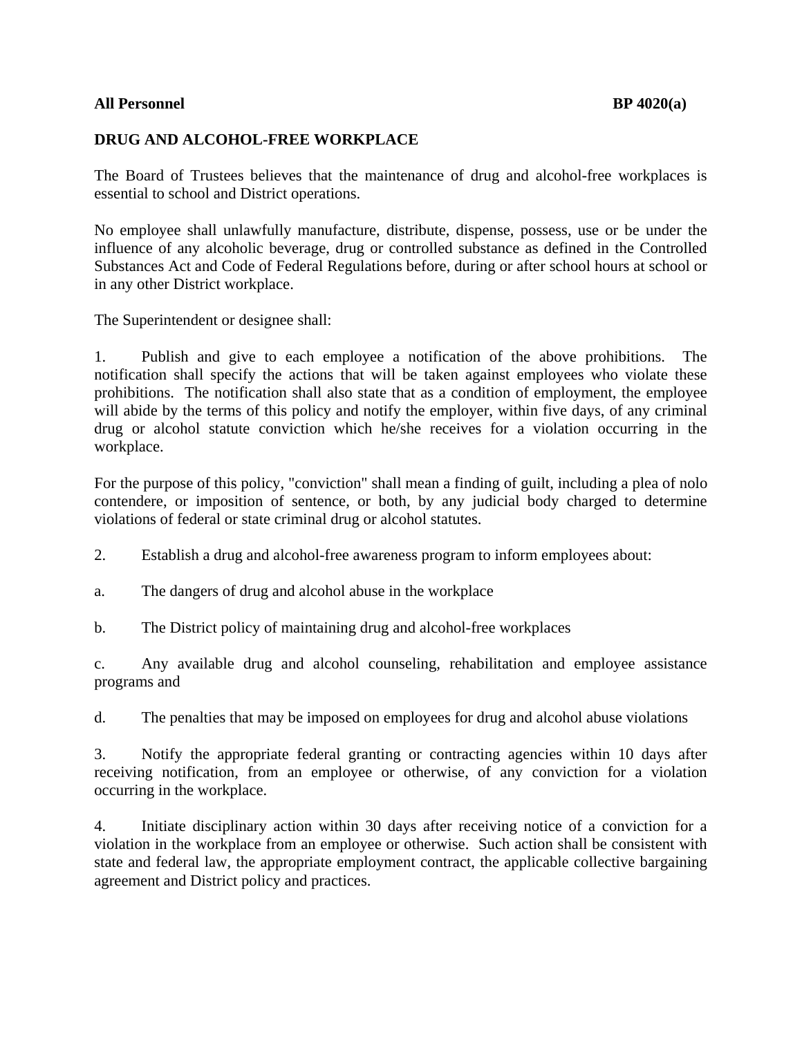**All Personnel** **BP 4020(a)**

**DRUG AND ALCOHOL-FREE WORKPLACE**

The Board of Trustees believes that the maintenance of drug and alcohol-free workplaces is essential to school and District operations.

No employee shall unlawfully manufacture, distribute, dispense, possess, use or be under the influence of any alcoholic beverage, drug or controlled substance as defined in the Controlled Substances Act and Code of Federal Regulations before, during or after school hours at school or in any other District workplace.

The Superintendent or designee shall:

1. Publish and give to each employee a notification of the above prohibitions. The notification shall specify the actions that will be taken against employees who violate these prohibitions. The notification shall also state that as a condition of employment, the employee will abide by the terms of this policy and notify the employer, within five days, of any criminal drug or alcohol statute conviction which he/she receives for a violation occurring in the workplace.

For the purpose of this policy, "conviction" shall mean a finding of guilt, including a plea of nolo contendere, or imposition of sentence, or both, by any judicial body charged to determine violations of federal or state criminal drug or alcohol statutes.

2. Establish a drug and alcohol-free awareness program to inform employees about:

a. The dangers of drug and alcohol abuse in the workplace

b. The District policy of maintaining drug and alcohol-free workplaces

c. Any available drug and alcohol counseling, rehabilitation and employee assistance programs and

d. The penalties that may be imposed on employees for drug and alcohol abuse violations

3. Notify the appropriate federal granting or contracting agencies within 10 days after receiving notification, from an employee or otherwise, of any conviction for a violation occurring in the workplace.

4. Initiate disciplinary action within 30 days after receiving notice of a conviction for a violation in the workplace from an employee or otherwise. Such action shall be consistent with state and federal law, the appropriate employment contract, the applicable collective bargaining agreement and District policy and practices.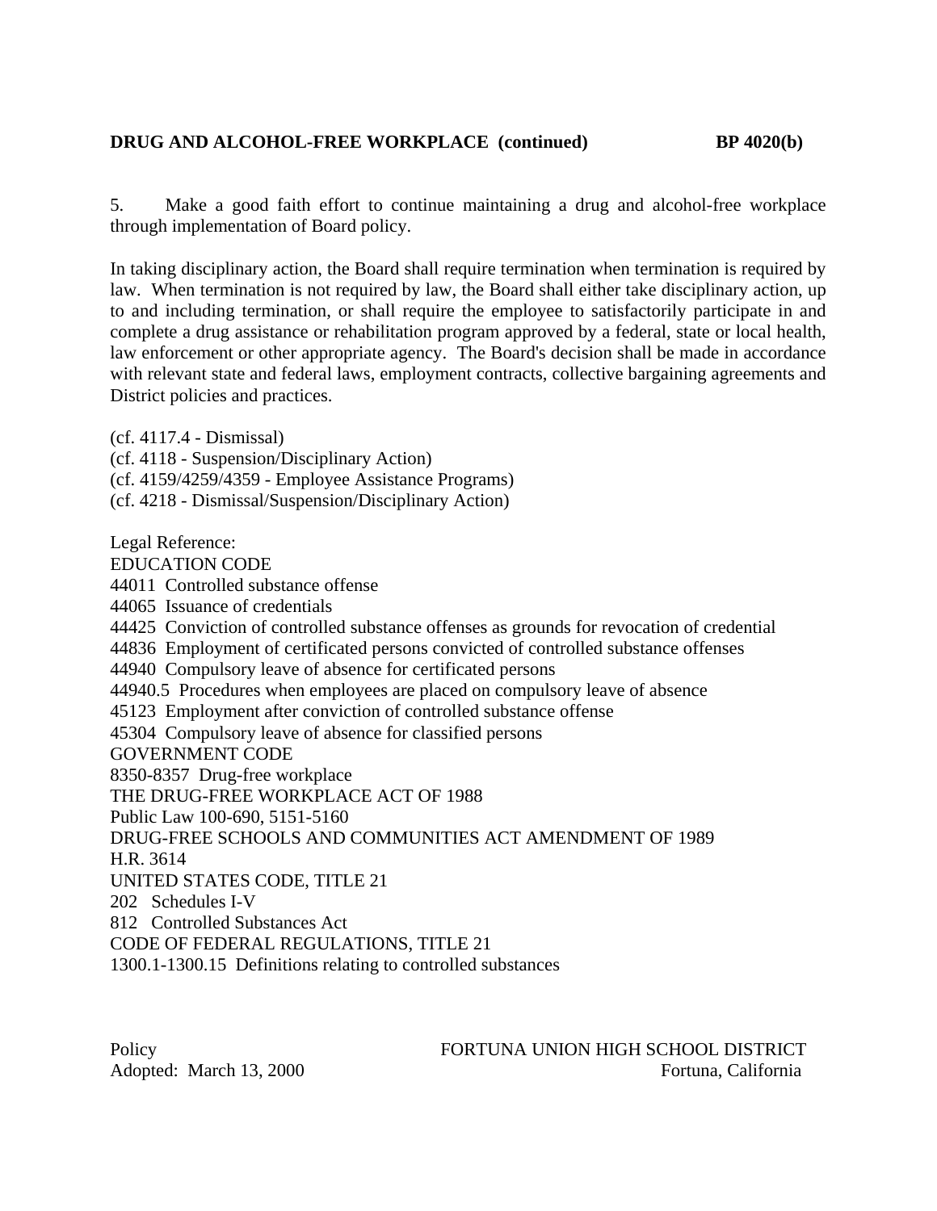5. Make a good faith effort to continue maintaining a drug and alcohol-free workplace through implementation of Board policy.

In taking disciplinary action, the Board shall require termination when termination is required by law. When termination is not required by law, the Board shall either take disciplinary action, up to and including termination, or shall require the employee to satisfactorily participate in and complete a drug assistance or rehabilitation program approved by a federal, state or local health, law enforcement or other appropriate agency. The Board's decision shall be made in accordance with relevant state and federal laws, employment contracts, collective bargaining agreements and District policies and practices.

(cf. 4117.4 - Dismissal)
(cf. 4118 - Suspension/Disciplinary Action)
(cf. 4159/4259/4359 - Employee Assistance Programs)
(cf. 4218 - Dismissal/Suspension/Disciplinary Action)

Legal Reference:
EDUCATION CODE
44011 Controlled substance offense
44065 Issuance of credentials
44425 Conviction of controlled substance offenses as grounds for revocation of credential
44836 Employment of certificated persons convicted of controlled substance offenses
44940 Compulsory leave of absence for certificated persons
44940.5 Procedures when employees are placed on compulsory leave of absence
45123 Employment after conviction of controlled substance offense
45304 Compulsory leave of absence for classified persons
GOVERNMENT CODE
8350-8357 Drug-free workplace
THE DRUG-FREE WORKPLACE ACT OF 1988
Public Law 100-690, 5151-5160
DRUG-FREE SCHOOLS AND COMMUNITIES ACT AMENDMENT OF 1989
H.R. 3614
UNITED STATES CODE, TITLE 21
202 Schedules I-V
812 Controlled Substances Act
CODE OF FEDERAL REGULATIONS, TITLE 21
1300.1-1300.15 Definitions relating to controlled substances

Policy
Adopted: March 13, 2000

FORTUNA UNION HIGH SCHOOL DISTRICT
Fortuna, California